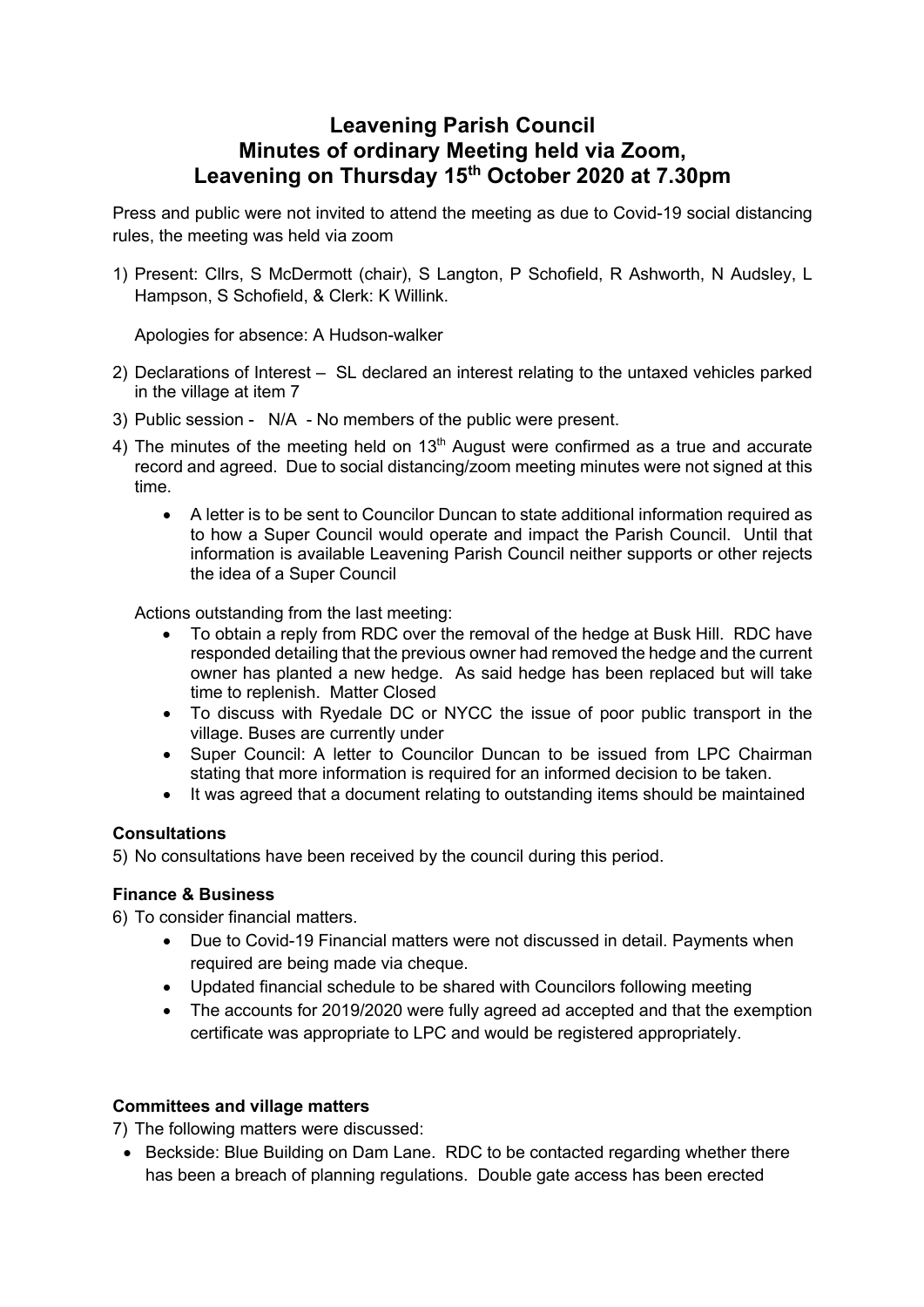# Leavening Parish Council
# Minutes of ordinary Meeting held via Zoom, Leavening on Thursday 15th October 2020 at 7.30pm

Press and public were not invited to attend the meeting as due to Covid-19 social distancing rules, the meeting was held via zoom

1) Present: Cllrs, S McDermott (chair), S Langton, P Schofield, R Ashworth, N Audsley, L Hampson, S Schofield, & Clerk: K Willink.

   Apologies for absence: A Hudson-walker

2) Declarations of Interest – SL declared an interest relating to the untaxed vehicles parked in the village at item 7
3) Public session - N/A - No members of the public were present.
4) The minutes of the meeting held on 13th August were confirmed as a true and accurate record and agreed. Due to social distancing/zoom meeting minutes were not signed at this time.
   - A letter is to be sent to Councilor Duncan to state additional information required as to how a Super Council would operate and impact the Parish Council. Until that information is available Leavening Parish Council neither supports or other rejects the idea of a Super Council

   Actions outstanding from the last meeting:
   - To obtain a reply from RDC over the removal of the hedge at Busk Hill. RDC have responded detailing that the previous owner had removed the hedge and the current owner has planted a new hedge. As said hedge has been replaced but will take time to replenish. Matter Closed
   - To discuss with Ryedale DC or NYCC the issue of poor public transport in the village. Buses are currently under
   - Super Council: A letter to Councilor Duncan to be issued from LPC Chairman stating that more information is required for an informed decision to be taken.
   - It was agreed that a document relating to outstanding items should be maintained

**Consultations**

5) No consultations have been received by the council during this period.

**Finance & Business**

6) To consider financial matters.
   - Due to Covid-19 Financial matters were not discussed in detail. Payments when required are being made via cheque.
   - Updated financial schedule to be shared with Councilors following meeting
   - The accounts for 2019/2020 were fully agreed ad accepted and that the exemption certificate was appropriate to LPC and would be registered appropriately.

**Committees and village matters**

7) The following matters were discussed:
   - Beckside: Blue Building on Dam Lane. RDC to be contacted regarding whether there has been a breach of planning regulations. Double gate access has been erected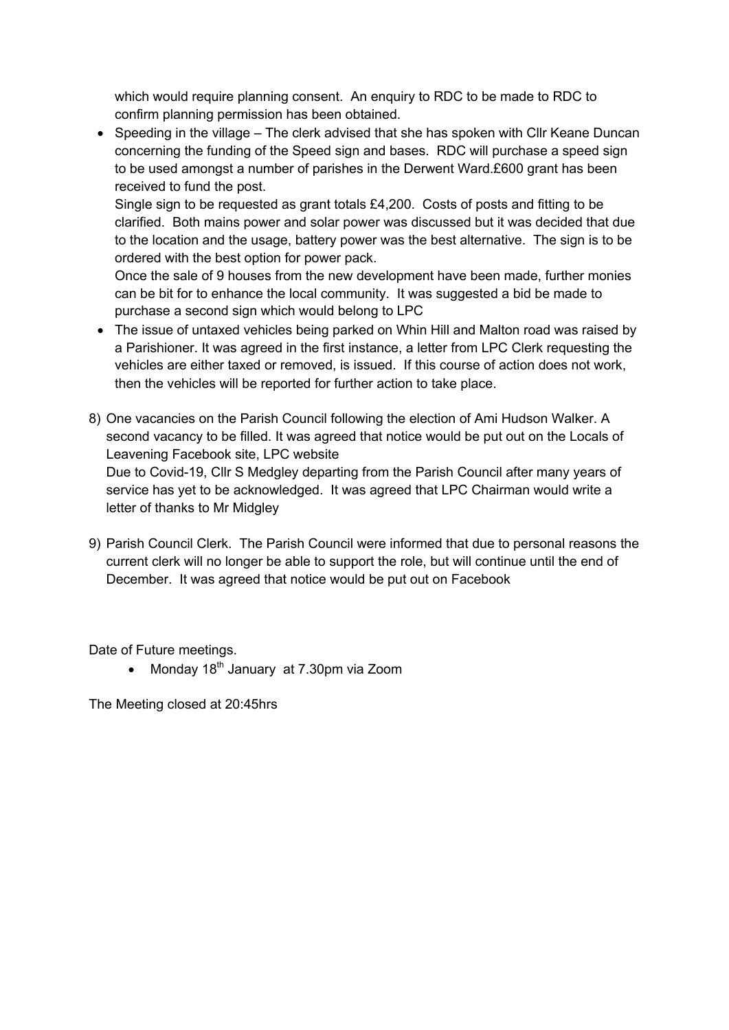which would require planning consent. An enquiry to RDC to be made to RDC to confirm planning permission has been obtained.

- Speeding in the village – The clerk advised that she has spoken with Cllr Keane Duncan concerning the funding of the Speed sign and bases. RDC will purchase a speed sign to be used amongst a number of parishes in the Derwent Ward.£600 grant has been received to fund the post.

  Single sign to be requested as grant totals £4,200. Costs of posts and fitting to be clarified. Both mains power and solar power was discussed but it was decided that due to the location and the usage, battery power was the best alternative. The sign is to be ordered with the best option for power pack.

  Once the sale of 9 houses from the new development have been made, further monies can be bit for to enhance the local community. It was suggested a bid be made to purchase a second sign which would belong to LPC
- The issue of untaxed vehicles being parked on Whin Hill and Malton road was raised by a Parishioner. It was agreed in the first instance, a letter from LPC Clerk requesting the vehicles are either taxed or removed, is issued. If this course of action does not work, then the vehicles will be reported for further action to take place.

8) One vacancies on the Parish Council following the election of Ami Hudson Walker. A second vacancy to be filled. It was agreed that notice would be put out on the Locals of Leavening Facebook site, LPC website

   Due to Covid-19, Cllr S Medgley departing from the Parish Council after many years of service has yet to be acknowledged. It was agreed that LPC Chairman would write a letter of thanks to Mr Midgley

9) Parish Council Clerk. The Parish Council were informed that due to personal reasons the current clerk will no longer be able to support the role, but will continue until the end of December. It was agreed that notice would be put out on Facebook

Date of Future meetings.

- Monday 18th January at 7.30pm via Zoom

The Meeting closed at 20:45hrs